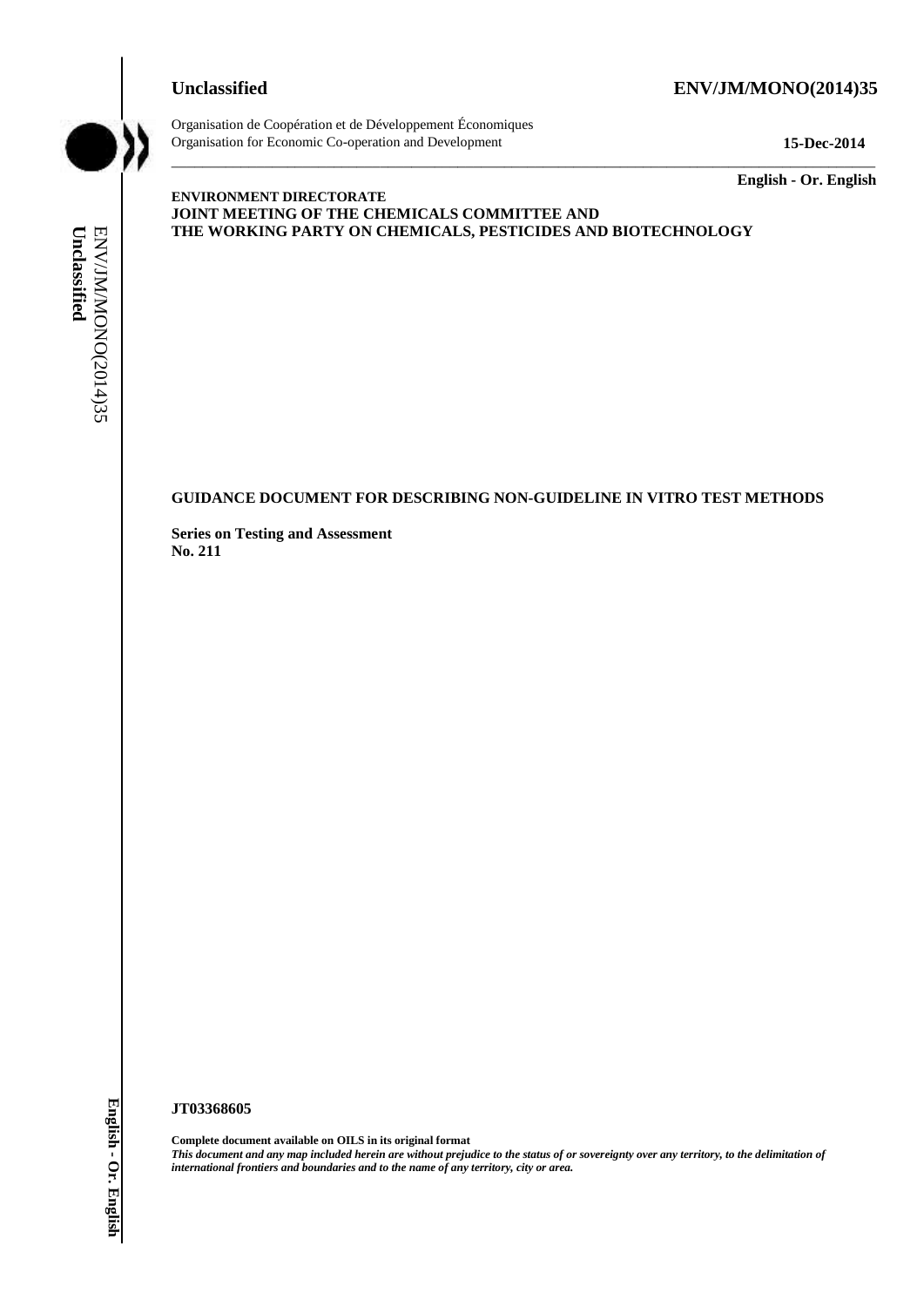**Unclassified** **ENV/JM/MONO(2014)35**

Organisation de Coopération et de Développement Économiques
Organisation for Economic Co-operation and Development **15-Dec-2014**

**English - Or. English**

**ENVIRONMENT DIRECTORATE**
**JOINT MEETING OF THE CHEMICALS COMMITTEE AND**
**THE WORKING PARTY ON CHEMICALS, PESTICIDES AND BIOTECHNOLOGY**

**GUIDANCE DOCUMENT FOR DESCRIBING NON-GUIDELINE IN VITRO TEST METHODS**

**Series on Testing and Assessment**
**No. 211**

**JT03368605**

**Complete document available on OILS in its original format**
***This document and any map included herein are without prejudice to the status of or sovereignty over any territory, to the delimitation of international frontiers and boundaries and to the name of any territory, city or area.***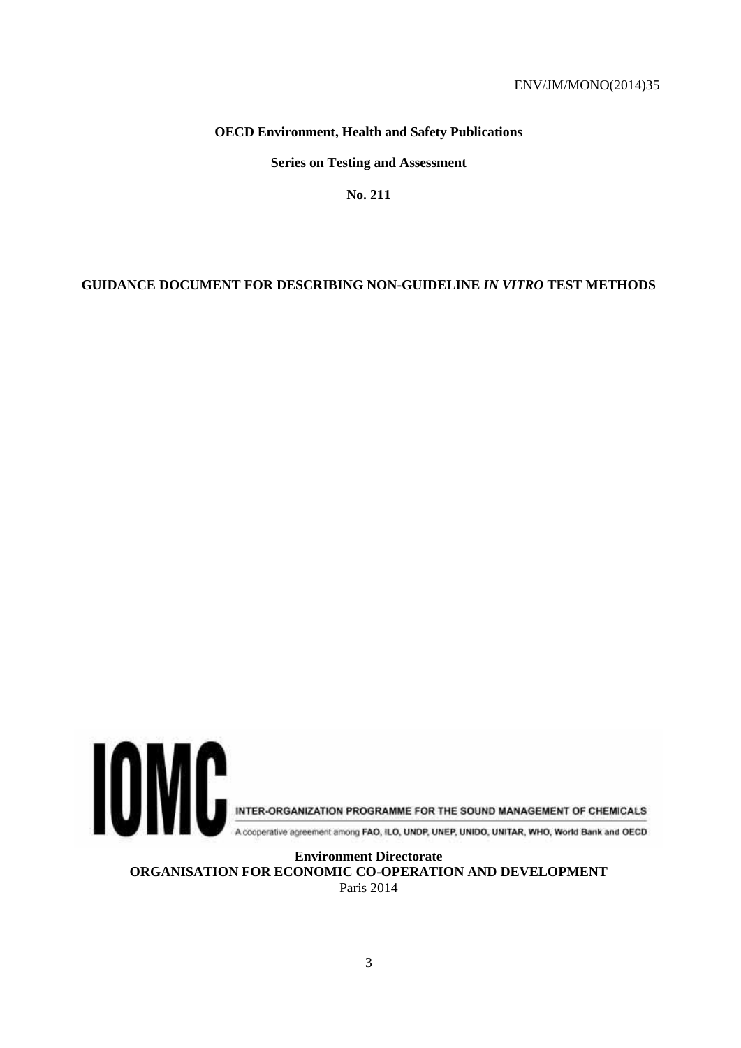ENV/JM/MONO(2014)35

**OECD Environment, Health and Safety Publications**

**Series on Testing and Assessment**

**No. 211**

# GUIDANCE DOCUMENT FOR DESCRIBING NON-GUIDELINE *IN VITRO* TEST METHODS

IOMC

INTER-ORGANIZATION PROGRAMME FOR THE SOUND MANAGEMENT OF CHEMICALS

A cooperative agreement among FAO, ILO, UNDP, UNEP, UNIDO, UNITAR, WHO, World Bank and OECD

**Environment Directorate**
**ORGANISATION FOR ECONOMIC CO-OPERATION AND DEVELOPMENT**
Paris 2014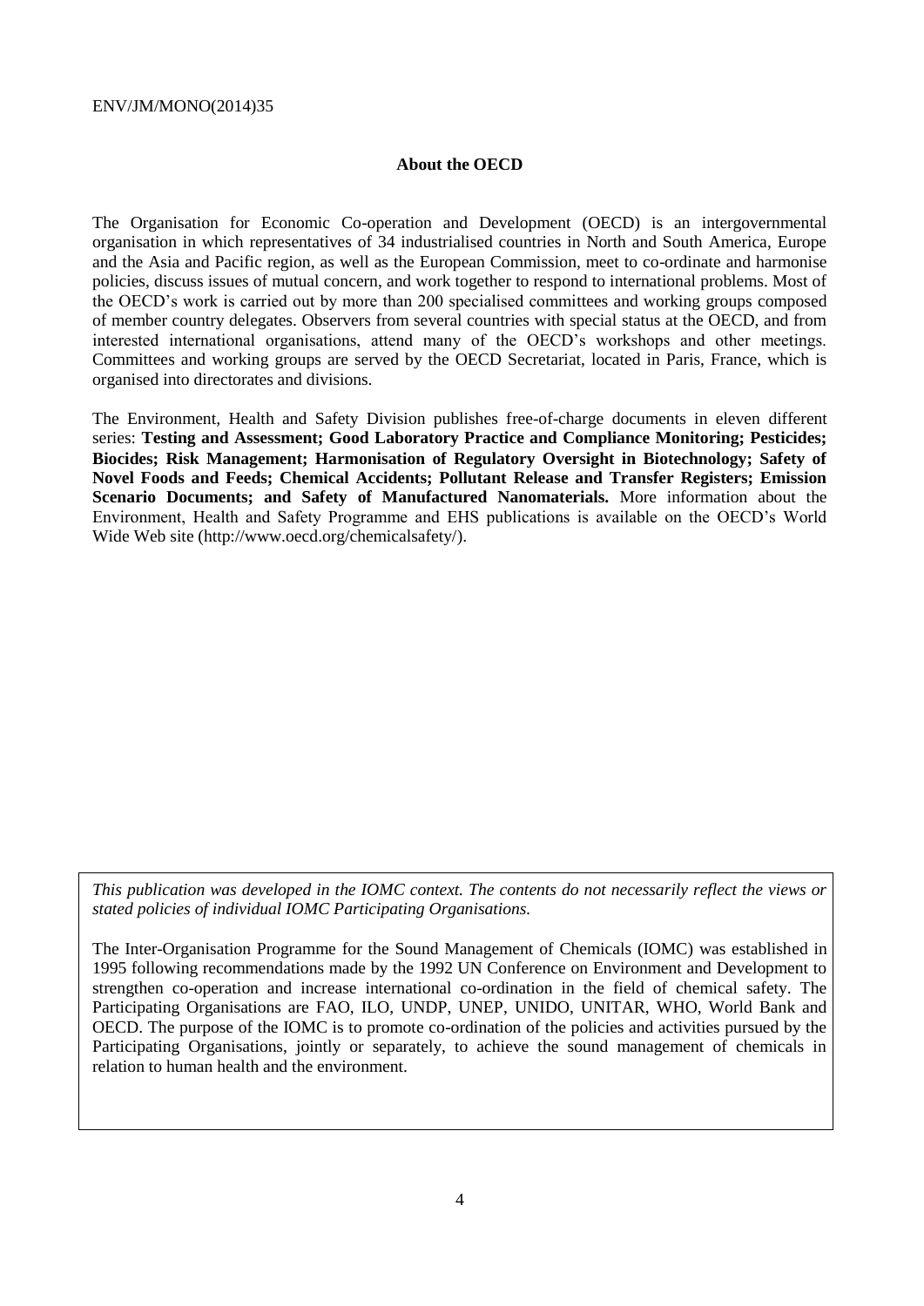## About the OECD

The Organisation for Economic Co-operation and Development (OECD) is an intergovernmental organisation in which representatives of 34 industrialised countries in North and South America, Europe and the Asia and Pacific region, as well as the European Commission, meet to co-ordinate and harmonise policies, discuss issues of mutual concern, and work together to respond to international problems. Most of the OECD's work is carried out by more than 200 specialised committees and working groups composed of member country delegates. Observers from several countries with special status at the OECD, and from interested international organisations, attend many of the OECD's workshops and other meetings. Committees and working groups are served by the OECD Secretariat, located in Paris, France, which is organised into directorates and divisions.

The Environment, Health and Safety Division publishes free-of-charge documents in eleven different series: **Testing and Assessment; Good Laboratory Practice and Compliance Monitoring; Pesticides; Biocides; Risk Management; Harmonisation of Regulatory Oversight in Biotechnology; Safety of Novel Foods and Feeds; Chemical Accidents; Pollutant Release and Transfer Registers; Emission Scenario Documents; and Safety of Manufactured Nanomaterials.** More information about the Environment, Health and Safety Programme and EHS publications is available on the OECD's World Wide Web site (http://www.oecd.org/chemicalsafety/).

*This publication was developed in the IOMC context. The contents do not necessarily reflect the views or stated policies of individual IOMC Participating Organisations.*

The Inter-Organisation Programme for the Sound Management of Chemicals (IOMC) was established in 1995 following recommendations made by the 1992 UN Conference on Environment and Development to strengthen co-operation and increase international co-ordination in the field of chemical safety. The Participating Organisations are FAO, ILO, UNDP, UNEP, UNIDO, UNITAR, WHO, World Bank and OECD. The purpose of the IOMC is to promote co-ordination of the policies and activities pursued by the Participating Organisations, jointly or separately, to achieve the sound management of chemicals in relation to human health and the environment.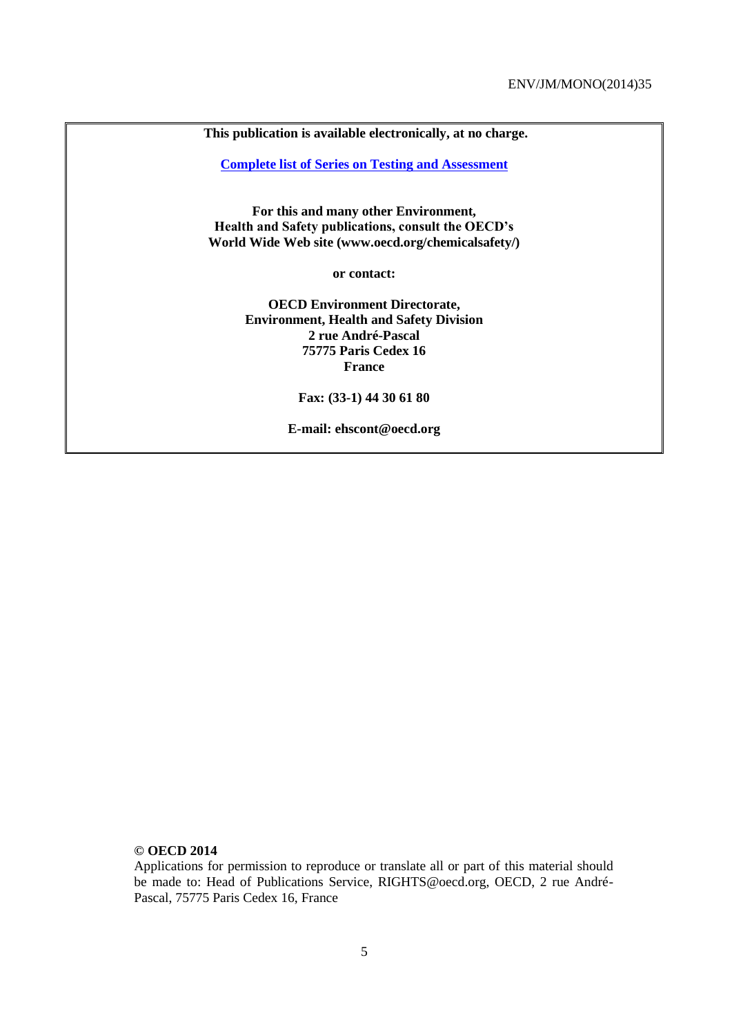**This publication is available electronically, at no charge.**

**[Complete list of Series on Testing and Assessment](http://www.oecd.org/chemicalsafety/testing/seriesontestingandassessmentpublicationsbynumber.htm)**

**For this and many other Environment, Health and Safety publications, consult the OECD's World Wide Web site (www.oecd.org/chemicalsafety/)**

**or contact:**

**OECD Environment Directorate,**
**Environment, Health and Safety Division**
**2 rue André-Pascal**
**75775 Paris Cedex 16**
**France**

**Fax: (33-1) 44 30 61 80**

**E-mail: ehscont@oecd.org**

**© OECD 2014**

Applications for permission to reproduce or translate all or part of this material should be made to: Head of Publications Service, RIGHTS@oecd.org, OECD, 2 rue André-Pascal, 75775 Paris Cedex 16, France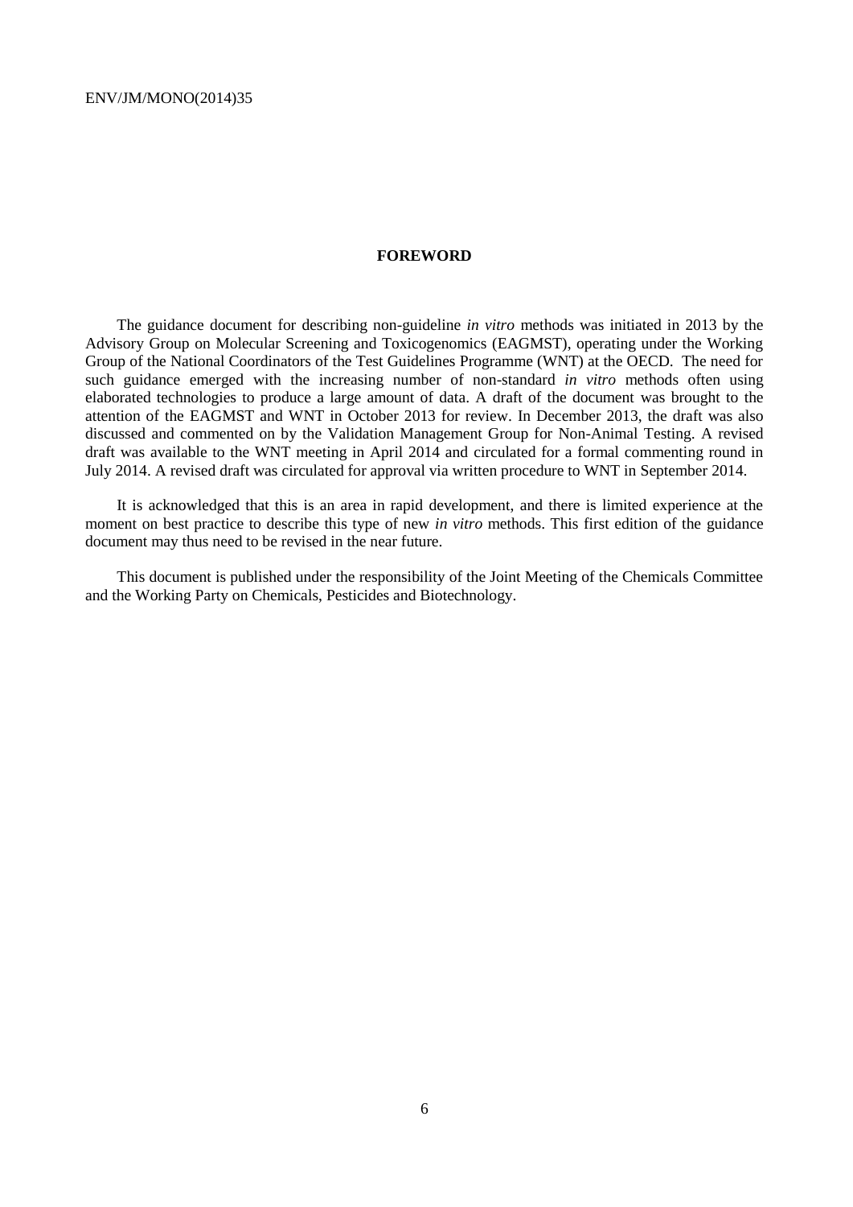# FOREWORD

The guidance document for describing non-guideline *in vitro* methods was initiated in 2013 by the Advisory Group on Molecular Screening and Toxicogenomics (EAGMST), operating under the Working Group of the National Coordinators of the Test Guidelines Programme (WNT) at the OECD. The need for such guidance emerged with the increasing number of non-standard *in vitro* methods often using elaborated technologies to produce a large amount of data. A draft of the document was brought to the attention of the EAGMST and WNT in October 2013 for review. In December 2013, the draft was also discussed and commented on by the Validation Management Group for Non-Animal Testing. A revised draft was available to the WNT meeting in April 2014 and circulated for a formal commenting round in July 2014. A revised draft was circulated for approval via written procedure to WNT in September 2014.

It is acknowledged that this is an area in rapid development, and there is limited experience at the moment on best practice to describe this type of new *in vitro* methods. This first edition of the guidance document may thus need to be revised in the near future.

This document is published under the responsibility of the Joint Meeting of the Chemicals Committee and the Working Party on Chemicals, Pesticides and Biotechnology.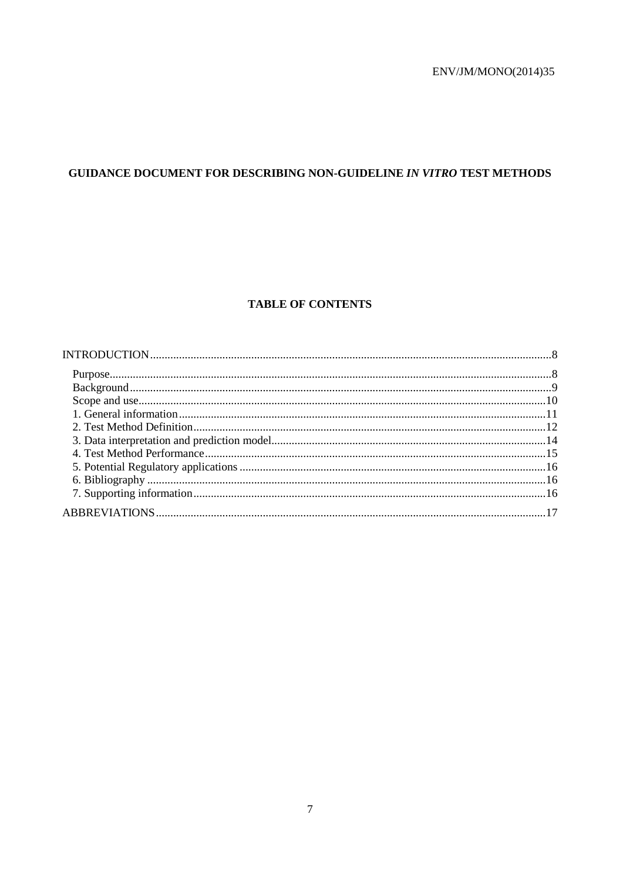# GUIDANCE DOCUMENT FOR DESCRIBING NON-GUIDELINE *IN VITRO* TEST METHODS

## TABLE OF CONTENTS

INTRODUCTION....................................................................................................................................8

- Purpose....................................................................................................................................8
- Background...............................................................................................................................9
- Scope and use...........................................................................................................................10
- 1. General information...............................................................................................................11
- 2. Test Method Definition...........................................................................................................12
- 3. Data interpretation and prediction model...............................................................................14
- 4. Test Method Performance.......................................................................................................15
- 5. Potential Regulatory applications...........................................................................................16
- 6. Bibliography...........................................................................................................................16
- 7. Supporting information...........................................................................................................16

ABBREVIATIONS.................................................................................................................................17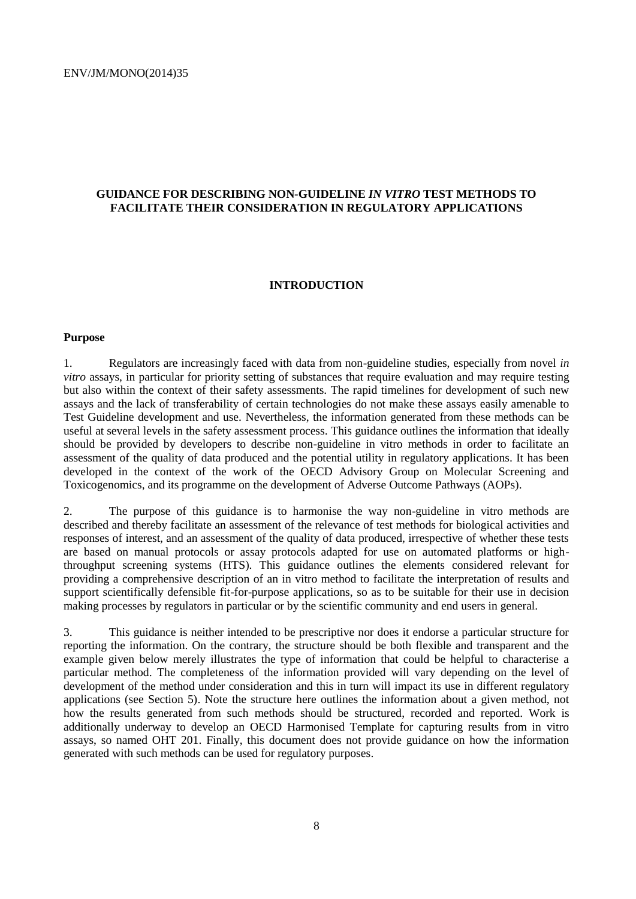## GUIDANCE FOR DESCRIBING NON-GUIDELINE *IN VITRO* TEST METHODS TO FACILITATE THEIR CONSIDERATION IN REGULATORY APPLICATIONS

### INTRODUCTION

#### Purpose

1. Regulators are increasingly faced with data from non-guideline studies, especially from novel *in vitro* assays, in particular for priority setting of substances that require evaluation and may require testing but also within the context of their safety assessments. The rapid timelines for development of such new assays and the lack of transferability of certain technologies do not make these assays easily amenable to Test Guideline development and use. Nevertheless, the information generated from these methods can be useful at several levels in the safety assessment process. This guidance outlines the information that ideally should be provided by developers to describe non-guideline in vitro methods in order to facilitate an assessment of the quality of data produced and the potential utility in regulatory applications. It has been developed in the context of the work of the OECD Advisory Group on Molecular Screening and Toxicogenomics, and its programme on the development of Adverse Outcome Pathways (AOPs).

2. The purpose of this guidance is to harmonise the way non-guideline in vitro methods are described and thereby facilitate an assessment of the relevance of test methods for biological activities and responses of interest, and an assessment of the quality of data produced, irrespective of whether these tests are based on manual protocols or assay protocols adapted for use on automated platforms or high-throughput screening systems (HTS). This guidance outlines the elements considered relevant for providing a comprehensive description of an in vitro method to facilitate the interpretation of results and support scientifically defensible fit-for-purpose applications, so as to be suitable for their use in decision making processes by regulators in particular or by the scientific community and end users in general.

3. This guidance is neither intended to be prescriptive nor does it endorse a particular structure for reporting the information. On the contrary, the structure should be both flexible and transparent and the example given below merely illustrates the type of information that could be helpful to characterise a particular method. The completeness of the information provided will vary depending on the level of development of the method under consideration and this in turn will impact its use in different regulatory applications (see Section 5). Note the structure here outlines the information about a given method, not how the results generated from such methods should be structured, recorded and reported. Work is additionally underway to develop an OECD Harmonised Template for capturing results from in vitro assays, so named OHT 201. Finally, this document does not provide guidance on how the information generated with such methods can be used for regulatory purposes.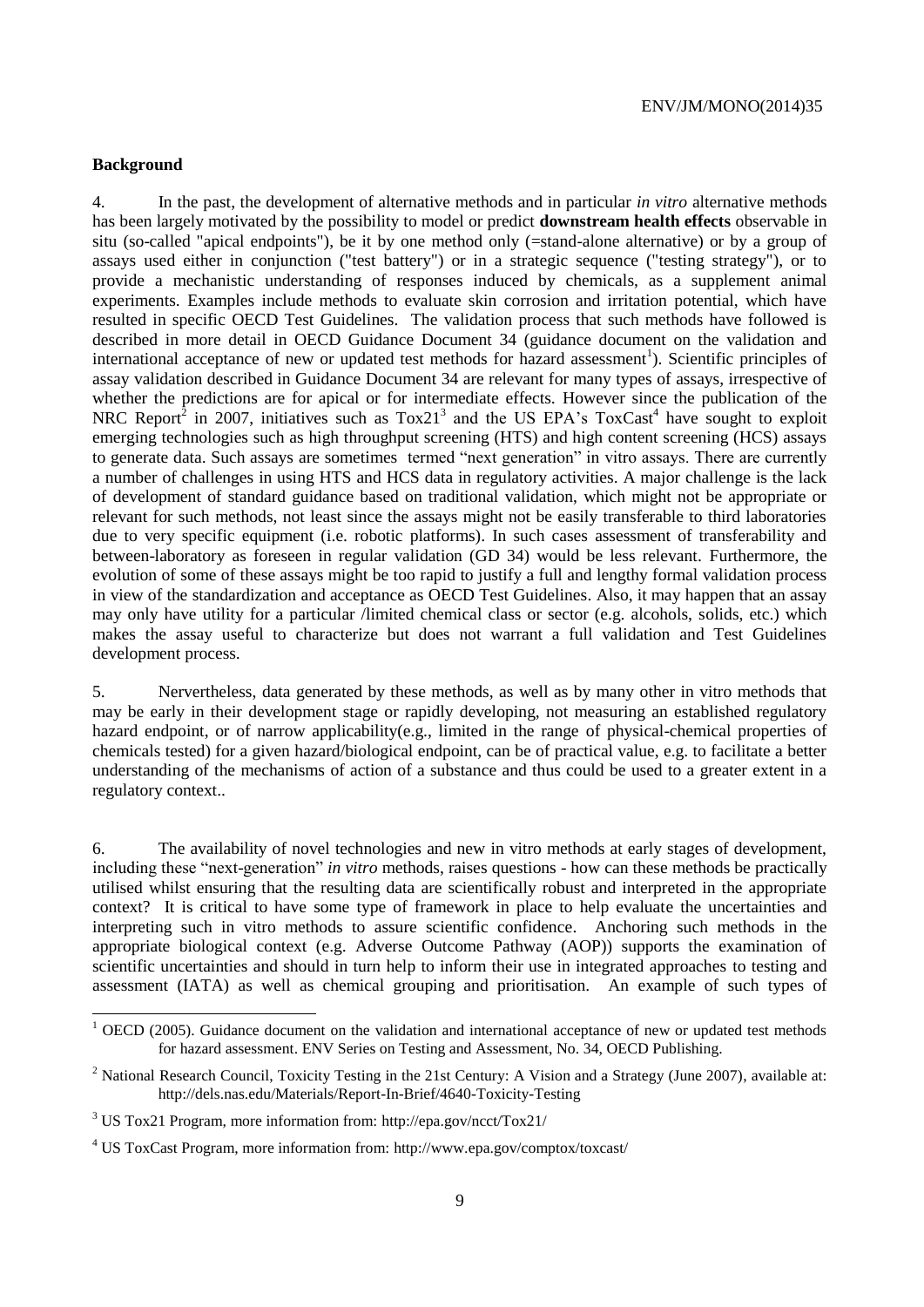### Background

4. In the past, the development of alternative methods and in particular *in vitro* alternative methods has been largely motivated by the possibility to model or predict **downstream health effects** observable in situ (so-called "apical endpoints"), be it by one method only (=stand-alone alternative) or by a group of assays used either in conjunction ("test battery") or in a strategic sequence ("testing strategy"), or to provide a mechanistic understanding of responses induced by chemicals, as a supplement animal experiments. Examples include methods to evaluate skin corrosion and irritation potential, which have resulted in specific OECD Test Guidelines. The validation process that such methods have followed is described in more detail in OECD Guidance Document 34 (guidance document on the validation and international acceptance of new or updated test methods for hazard assessment[1]). Scientific principles of assay validation described in Guidance Document 34 are relevant for many types of assays, irrespective of whether the predictions are for apical or for intermediate effects. However since the publication of the NRC Report[2] in 2007, initiatives such as Tox21[3] and the US EPA's ToxCast[4] have sought to exploit emerging technologies such as high throughput screening (HTS) and high content screening (HCS) assays to generate data. Such assays are sometimes termed "next generation" in vitro assays. There are currently a number of challenges in using HTS and HCS data in regulatory activities. A major challenge is the lack of development of standard guidance based on traditional validation, which might not be appropriate or relevant for such methods, not least since the assays might not be easily transferable to third laboratories due to very specific equipment (i.e. robotic platforms). In such cases assessment of transferability and between-laboratory as foreseen in regular validation (GD 34) would be less relevant. Furthermore, the evolution of some of these assays might be too rapid to justify a full and lengthy formal validation process in view of the standardization and acceptance as OECD Test Guidelines. Also, it may happen that an assay may only have utility for a particular /limited chemical class or sector (e.g. alcohols, solids, etc.) which makes the assay useful to characterize but does not warrant a full validation and Test Guidelines development process.

5. Nervertheless, data generated by these methods, as well as by many other in vitro methods that may be early in their development stage or rapidly developing, not measuring an established regulatory hazard endpoint, or of narrow applicability(e.g., limited in the range of physical-chemical properties of chemicals tested) for a given hazard/biological endpoint, can be of practical value, e.g. to facilitate a better understanding of the mechanisms of action of a substance and thus could be used to a greater extent in a regulatory context..

6. The availability of novel technologies and new in vitro methods at early stages of development, including these "next-generation" *in vitro* methods, raises questions - how can these methods be practically utilised whilst ensuring that the resulting data are scientifically robust and interpreted in the appropriate context? It is critical to have some type of framework in place to help evaluate the uncertainties and interpreting such in vitro methods to assure scientific confidence. Anchoring such methods in the appropriate biological context (e.g. Adverse Outcome Pathway (AOP)) supports the examination of scientific uncertainties and should in turn help to inform their use in integrated approaches to testing and assessment (IATA) as well as chemical grouping and prioritisation. An example of such types of

---

[1] OECD (2005). Guidance document on the validation and international acceptance of new or updated test methods for hazard assessment. ENV Series on Testing and Assessment, No. 34, OECD Publishing.

[2] National Research Council, Toxicity Testing in the 21st Century: A Vision and a Strategy (June 2007), available at: http://dels.nas.edu/Materials/Report-In-Brief/4640-Toxicity-Testing

[3] US Tox21 Program, more information from: http://epa.gov/ncct/Tox21/

[4] US ToxCast Program, more information from: http://www.epa.gov/comptox/toxcast/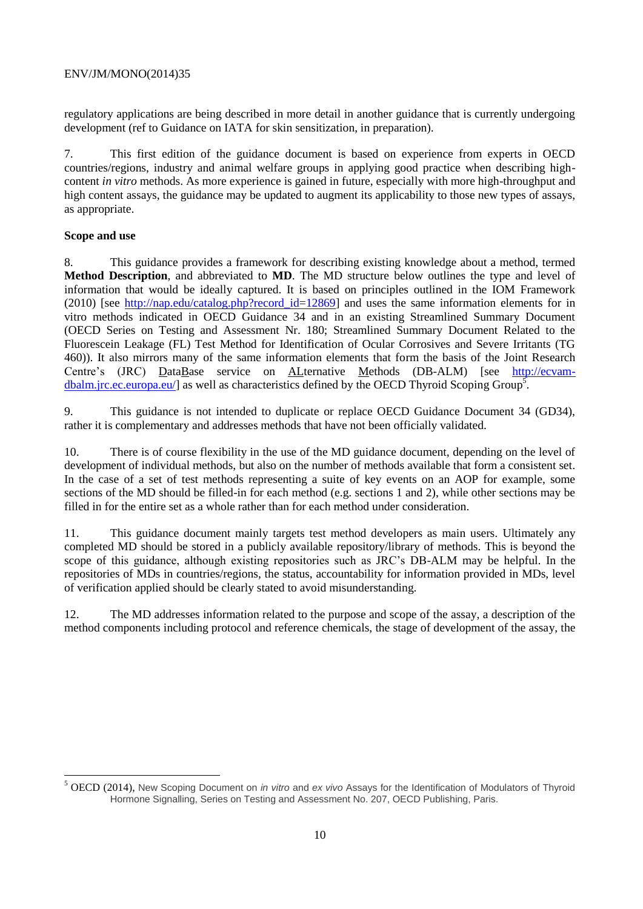regulatory applications are being described in more detail in another guidance that is currently undergoing development (ref to Guidance on IATA for skin sensitization, in preparation).

7. This first edition of the guidance document is based on experience from experts in OECD countries/regions, industry and animal welfare groups in applying good practice when describing high-content *in vitro* methods. As more experience is gained in future, especially with more high-throughput and high content assays, the guidance may be updated to augment its applicability to those new types of assays, as appropriate.

**Scope and use**

8. This guidance provides a framework for describing existing knowledge about a method, termed **Method Description**, and abbreviated to **MD**. The MD structure below outlines the type and level of information that would be ideally captured. It is based on principles outlined in the IOM Framework (2010) [see http://nap.edu/catalog.php?record_id=12869] and uses the same information elements for in vitro methods indicated in OECD Guidance 34 and in an existing Streamlined Summary Document (OECD Series on Testing and Assessment Nr. 180; Streamlined Summary Document Related to the Fluorescein Leakage (FL) Test Method for Identification of Ocular Corrosives and Severe Irritants (TG 460)). It also mirrors many of the same information elements that form the basis of the Joint Research Centre's (JRC) DataBase service on ALternative Methods (DB-ALM) [see http://ecvam-dbalm.jrc.ec.europa.eu/] as well as characteristics defined by the OECD Thyroid Scoping Group[5].

9. This guidance is not intended to duplicate or replace OECD Guidance Document 34 (GD34), rather it is complementary and addresses methods that have not been officially validated.

10. There is of course flexibility in the use of the MD guidance document, depending on the level of development of individual methods, but also on the number of methods available that form a consistent set. In the case of a set of test methods representing a suite of key events on an AOP for example, some sections of the MD should be filled-in for each method (e.g. sections 1 and 2), while other sections may be filled in for the entire set as a whole rather than for each method under consideration.

11. This guidance document mainly targets test method developers as main users. Ultimately any completed MD should be stored in a publicly available repository/library of methods. This is beyond the scope of this guidance, although existing repositories such as JRC's DB-ALM may be helpful. In the repositories of MDs in countries/regions, the status, accountability for information provided in MDs, level of verification applied should be clearly stated to avoid misunderstanding.

12. The MD addresses information related to the purpose and scope of the assay, a description of the method components including protocol and reference chemicals, the stage of development of the assay, the

---

[5] OECD (2014), New Scoping Document on *in vitro* and *ex vivo* Assays for the Identification of Modulators of Thyroid Hormone Signalling, Series on Testing and Assessment No. 207, OECD Publishing, Paris.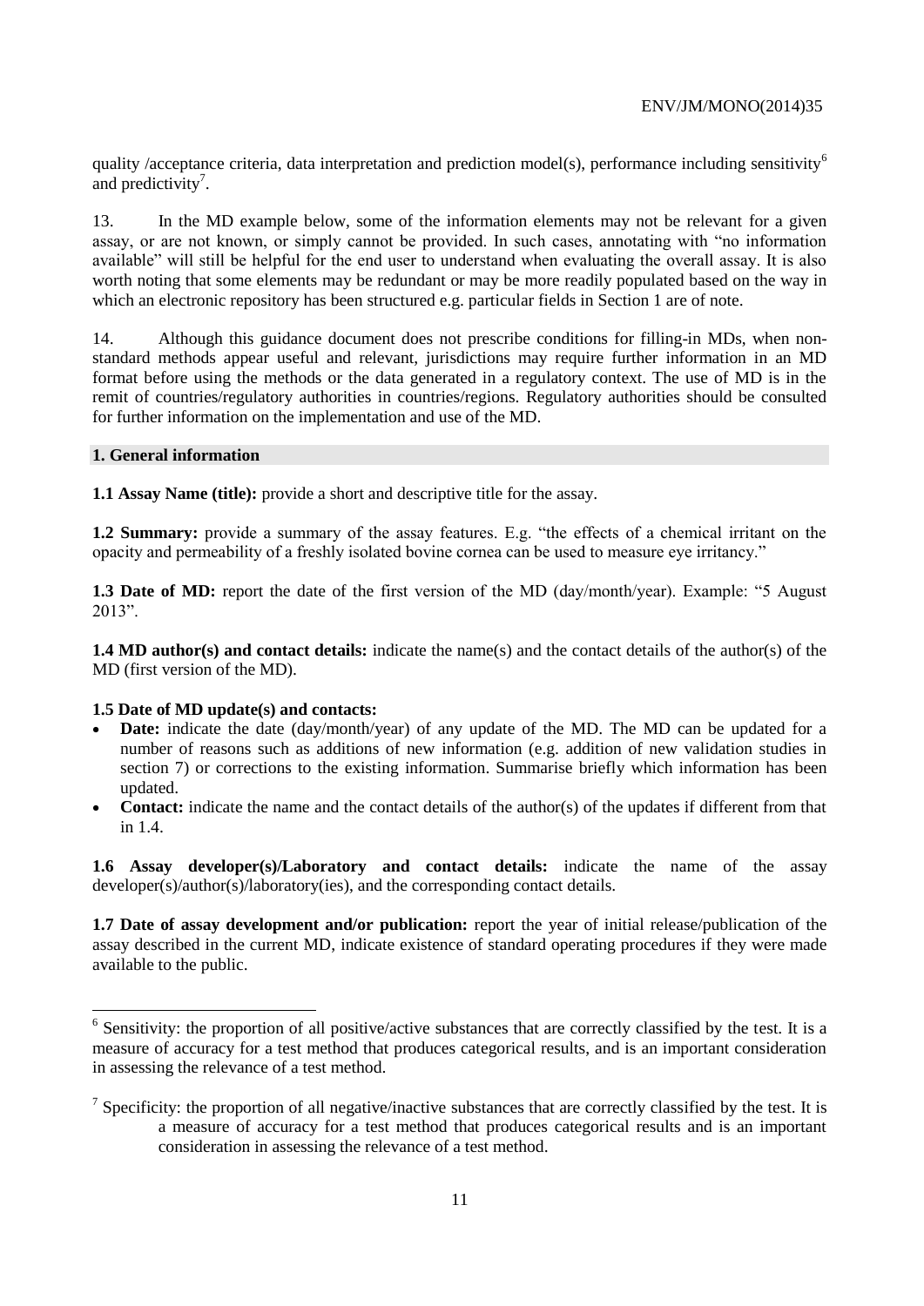quality /acceptance criteria, data interpretation and prediction model(s), performance including sensitivity[6] and predictivity[7].

13. In the MD example below, some of the information elements may not be relevant for a given assay, or are not known, or simply cannot be provided. In such cases, annotating with "no information available" will still be helpful for the end user to understand when evaluating the overall assay. It is also worth noting that some elements may be redundant or may be more readily populated based on the way in which an electronic repository has been structured e.g. particular fields in Section 1 are of note.

14. Although this guidance document does not prescribe conditions for filling-in MDs, when non-standard methods appear useful and relevant, jurisdictions may require further information in an MD format before using the methods or the data generated in a regulatory context. The use of MD is in the remit of countries/regulatory authorities in countries/regions. Regulatory authorities should be consulted for further information on the implementation and use of the MD.

## 1. General information

**1.1 Assay Name (title):** provide a short and descriptive title for the assay.

**1.2 Summary:** provide a summary of the assay features. E.g. "the effects of a chemical irritant on the opacity and permeability of a freshly isolated bovine cornea can be used to measure eye irritancy."

**1.3 Date of MD:** report the date of the first version of the MD (day/month/year). Example: "5 August 2013".

**1.4 MD author(s) and contact details:** indicate the name(s) and the contact details of the author(s) of the MD (first version of the MD).

**1.5 Date of MD update(s) and contacts:**

- **Date:** indicate the date (day/month/year) of any update of the MD. The MD can be updated for a number of reasons such as additions of new information (e.g. addition of new validation studies in section 7) or corrections to the existing information. Summarise briefly which information has been updated.
- **Contact:** indicate the name and the contact details of the author(s) of the updates if different from that in 1.4.

**1.6 Assay developer(s)/Laboratory and contact details:** indicate the name of the assay developer(s)/author(s)/laboratory(ies), and the corresponding contact details.

**1.7 Date of assay development and/or publication:** report the year of initial release/publication of the assay described in the current MD, indicate existence of standard operating procedures if they were made available to the public.

---

[6] Sensitivity: the proportion of all positive/active substances that are correctly classified by the test. It is a measure of accuracy for a test method that produces categorical results, and is an important consideration in assessing the relevance of a test method.

[7] Specificity: the proportion of all negative/inactive substances that are correctly classified by the test. It is a measure of accuracy for a test method that produces categorical results and is an important consideration in assessing the relevance of a test method.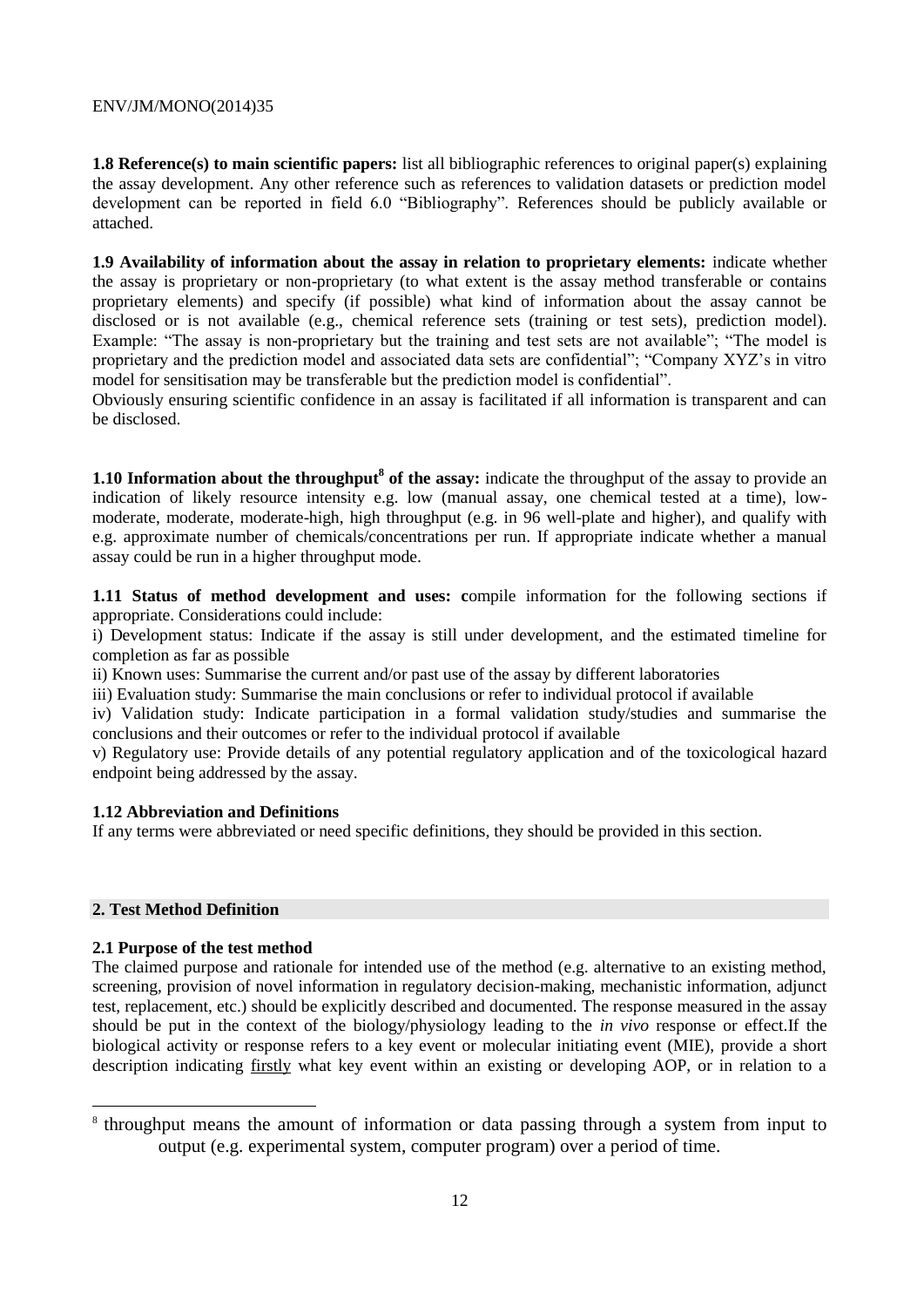**1.8 Reference(s) to main scientific papers:** list all bibliographic references to original paper(s) explaining the assay development. Any other reference such as references to validation datasets or prediction model development can be reported in field 6.0 "Bibliography". References should be publicly available or attached.

**1.9 Availability of information about the assay in relation to proprietary elements:** indicate whether the assay is proprietary or non-proprietary (to what extent is the assay method transferable or contains proprietary elements) and specify (if possible) what kind of information about the assay cannot be disclosed or is not available (e.g., chemical reference sets (training or test sets), prediction model). Example: "The assay is non-proprietary but the training and test sets are not available"; "The model is proprietary and the prediction model and associated data sets are confidential"; "Company XYZ's in vitro model for sensitisation may be transferable but the prediction model is confidential".

Obviously ensuring scientific confidence in an assay is facilitated if all information is transparent and can be disclosed.

**1.10 Information about the throughput[8] of the assay:** indicate the throughput of the assay to provide an indication of likely resource intensity e.g. low (manual assay, one chemical tested at a time), low-moderate, moderate, moderate-high, high throughput (e.g. in 96 well-plate and higher), and qualify with e.g. approximate number of chemicals/concentrations per run. If appropriate indicate whether a manual assay could be run in a higher throughput mode.

**1.11 Status of method development and uses: c**ompile information for the following sections if appropriate. Considerations could include:

i) Development status: Indicate if the assay is still under development, and the estimated timeline for completion as far as possible

ii) Known uses: Summarise the current and/or past use of the assay by different laboratories

iii) Evaluation study: Summarise the main conclusions or refer to individual protocol if available

iv) Validation study: Indicate participation in a formal validation study/studies and summarise the conclusions and their outcomes or refer to the individual protocol if available

v) Regulatory use: Provide details of any potential regulatory application and of the toxicological hazard endpoint being addressed by the assay.

**1.12 Abbreviation and Definitions**

If any terms were abbreviated or need specific definitions, they should be provided in this section.

## 2. Test Method Definition

**2.1 Purpose of the test method**

The claimed purpose and rationale for intended use of the method (e.g. alternative to an existing method, screening, provision of novel information in regulatory decision-making, mechanistic information, adjunct test, replacement, etc.) should be explicitly described and documented. The response measured in the assay should be put in the context of the biology/physiology leading to the *in vivo* response or effect.If the biological activity or response refers to a key event or molecular initiating event (MIE), provide a short description indicating firstly what key event within an existing or developing AOP, or in relation to a

[8] throughput means the amount of information or data passing through a system from input to output (e.g. experimental system, computer program) over a period of time.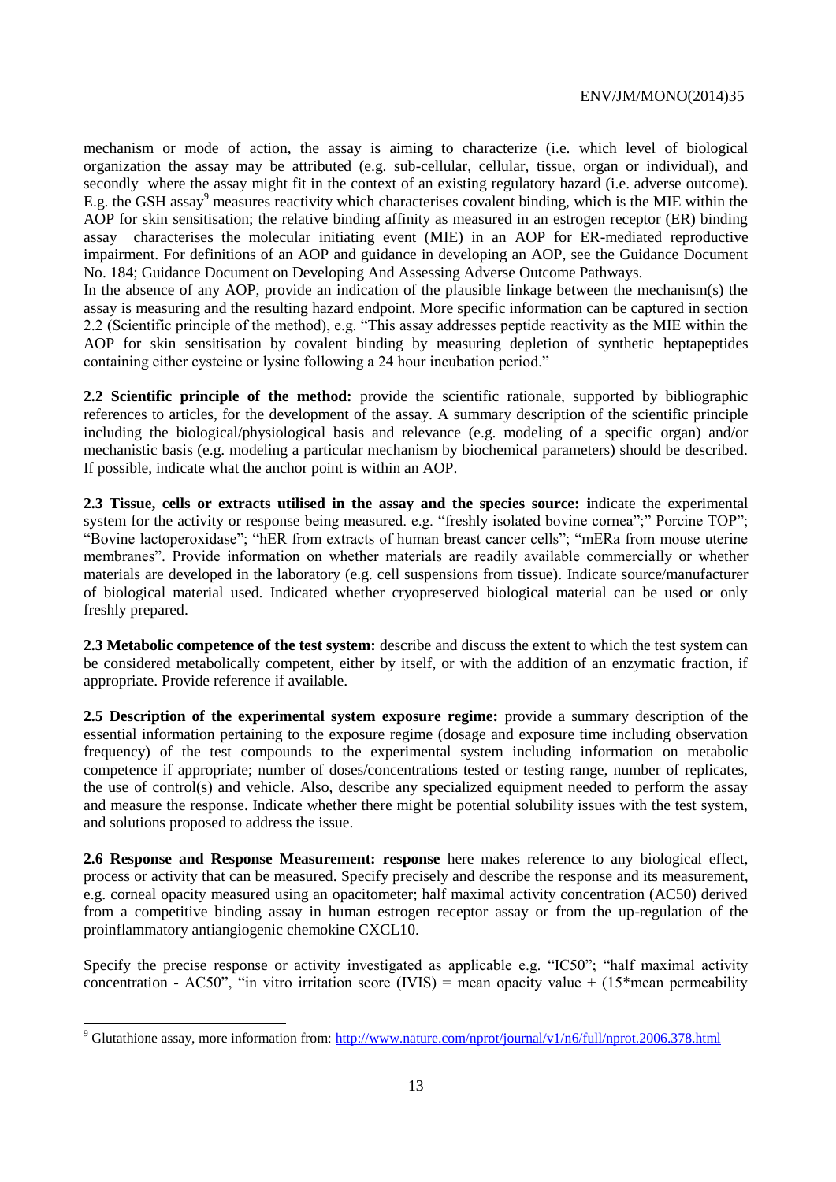mechanism or mode of action, the assay is aiming to characterize (i.e. which level of biological organization the assay may be attributed (e.g. sub-cellular, cellular, tissue, organ or individual), and secondly where the assay might fit in the context of an existing regulatory hazard (i.e. adverse outcome). E.g. the GSH assay[9] measures reactivity which characterises covalent binding, which is the MIE within the AOP for skin sensitisation; the relative binding affinity as measured in an estrogen receptor (ER) binding assay characterises the molecular initiating event (MIE) in an AOP for ER-mediated reproductive impairment. For definitions of an AOP and guidance in developing an AOP, see the Guidance Document No. 184; Guidance Document on Developing And Assessing Adverse Outcome Pathways.

In the absence of any AOP, provide an indication of the plausible linkage between the mechanism(s) the assay is measuring and the resulting hazard endpoint. More specific information can be captured in section 2.2 (Scientific principle of the method), e.g. "This assay addresses peptide reactivity as the MIE within the AOP for skin sensitisation by covalent binding by measuring depletion of synthetic heptapeptides containing either cysteine or lysine following a 24 hour incubation period."

**2.2 Scientific principle of the method:** provide the scientific rationale, supported by bibliographic references to articles, for the development of the assay. A summary description of the scientific principle including the biological/physiological basis and relevance (e.g. modeling of a specific organ) and/or mechanistic basis (e.g. modeling a particular mechanism by biochemical parameters) should be described. If possible, indicate what the anchor point is within an AOP.

**2.3 Tissue, cells or extracts utilised in the assay and the species source: i**ndicate the experimental system for the activity or response being measured. e.g. "freshly isolated bovine cornea";" Porcine TOP"; "Bovine lactoperoxidase"; "hER from extracts of human breast cancer cells"; "mERa from mouse uterine membranes". Provide information on whether materials are readily available commercially or whether materials are developed in the laboratory (e.g. cell suspensions from tissue). Indicate source/manufacturer of biological material used. Indicated whether cryopreserved biological material can be used or only freshly prepared.

**2.3 Metabolic competence of the test system:** describe and discuss the extent to which the test system can be considered metabolically competent, either by itself, or with the addition of an enzymatic fraction, if appropriate. Provide reference if available.

**2.5 Description of the experimental system exposure regime:** provide a summary description of the essential information pertaining to the exposure regime (dosage and exposure time including observation frequency) of the test compounds to the experimental system including information on metabolic competence if appropriate; number of doses/concentrations tested or testing range, number of replicates, the use of control(s) and vehicle. Also, describe any specialized equipment needed to perform the assay and measure the response. Indicate whether there might be potential solubility issues with the test system, and solutions proposed to address the issue.

**2.6 Response and Response Measurement: response** here makes reference to any biological effect, process or activity that can be measured. Specify precisely and describe the response and its measurement, e.g. corneal opacity measured using an opacitometer; half maximal activity concentration (AC50) derived from a competitive binding assay in human estrogen receptor assay or from the up-regulation of the proinflammatory antiangiogenic chemokine CXCL10.

Specify the precise response or activity investigated as applicable e.g. "IC50"; "half maximal activity concentration - AC50", "in vitro irritation score (IVIS) = mean opacity value + (15*mean permeability

[9] Glutathione assay, more information from: http://www.nature.com/nprot/journal/v1/n6/full/nprot.2006.378.html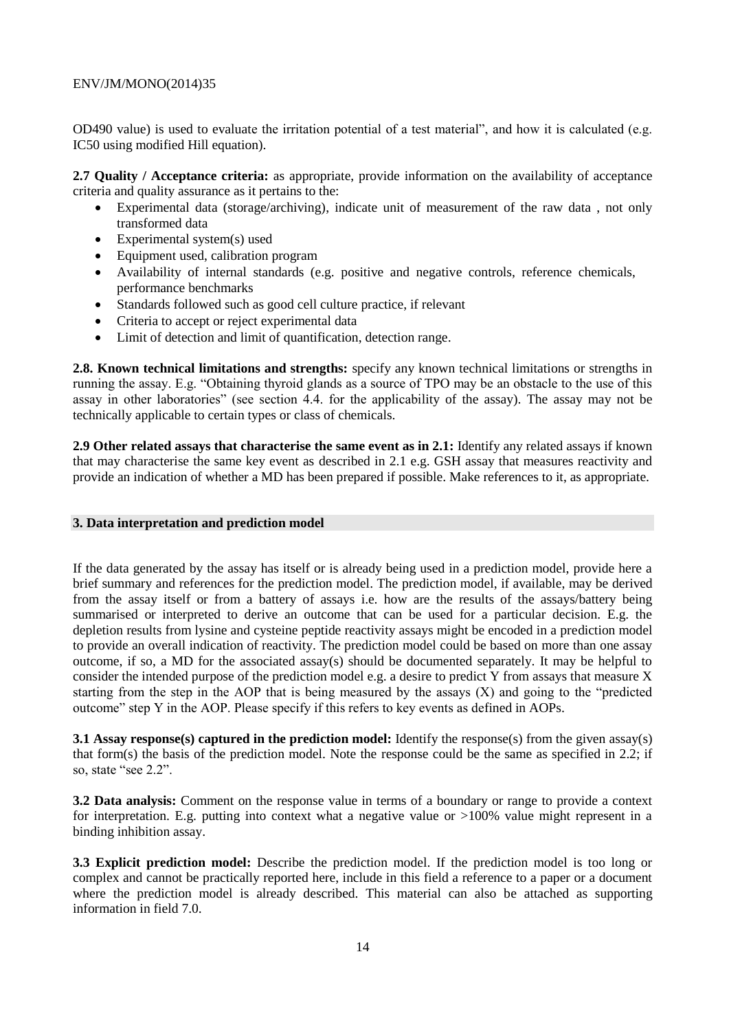OD490 value) is used to evaluate the irritation potential of a test material", and how it is calculated (e.g. IC50 using modified Hill equation).

**2.7 Quality / Acceptance criteria:** as appropriate, provide information on the availability of acceptance criteria and quality assurance as it pertains to the:

- Experimental data (storage/archiving), indicate unit of measurement of the raw data , not only transformed data
- Experimental system(s) used
- Equipment used, calibration program
- Availability of internal standards (e.g. positive and negative controls, reference chemicals, performance benchmarks
- Standards followed such as good cell culture practice, if relevant
- Criteria to accept or reject experimental data
- Limit of detection and limit of quantification, detection range.

**2.8. Known technical limitations and strengths:** specify any known technical limitations or strengths in running the assay. E.g. "Obtaining thyroid glands as a source of TPO may be an obstacle to the use of this assay in other laboratories" (see section 4.4. for the applicability of the assay). The assay may not be technically applicable to certain types or class of chemicals.

**2.9 Other related assays that characterise the same event as in 2.1:** Identify any related assays if known that may characterise the same key event as described in 2.1 e.g. GSH assay that measures reactivity and provide an indication of whether a MD has been prepared if possible. Make references to it, as appropriate.

## 3. Data interpretation and prediction model

If the data generated by the assay has itself or is already being used in a prediction model, provide here a brief summary and references for the prediction model. The prediction model, if available, may be derived from the assay itself or from a battery of assays i.e. how are the results of the assays/battery being summarised or interpreted to derive an outcome that can be used for a particular decision. E.g. the depletion results from lysine and cysteine peptide reactivity assays might be encoded in a prediction model to provide an overall indication of reactivity. The prediction model could be based on more than one assay outcome, if so, a MD for the associated assay(s) should be documented separately. It may be helpful to consider the intended purpose of the prediction model e.g. a desire to predict Y from assays that measure X starting from the step in the AOP that is being measured by the assays (X) and going to the "predicted outcome" step Y in the AOP. Please specify if this refers to key events as defined in AOPs.

**3.1 Assay response(s) captured in the prediction model:** Identify the response(s) from the given assay(s) that form(s) the basis of the prediction model. Note the response could be the same as specified in 2.2; if so, state "see 2.2".

**3.2 Data analysis:** Comment on the response value in terms of a boundary or range to provide a context for interpretation. E.g. putting into context what a negative value or >100% value might represent in a binding inhibition assay.

**3.3 Explicit prediction model:** Describe the prediction model. If the prediction model is too long or complex and cannot be practically reported here, include in this field a reference to a paper or a document where the prediction model is already described. This material can also be attached as supporting information in field 7.0.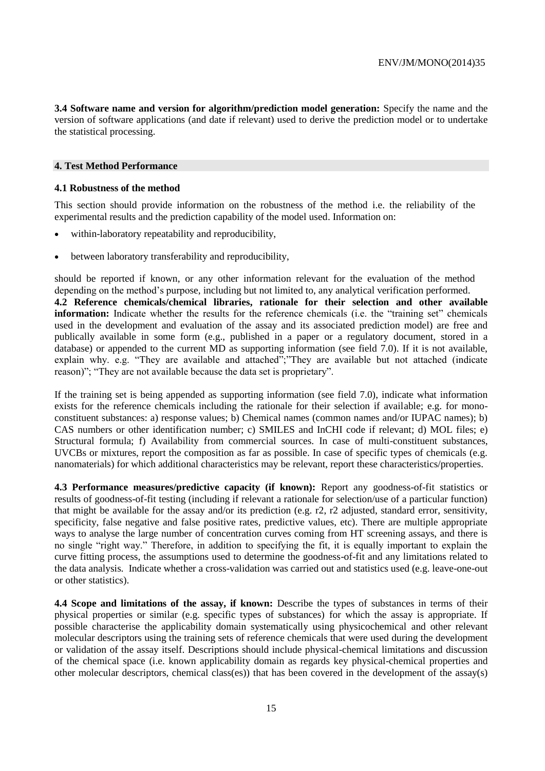**3.4 Software name and version for algorithm/prediction model generation:** Specify the name and the version of software applications (and date if relevant) used to derive the prediction model or to undertake the statistical processing.

## 4. Test Method Performance

### 4.1 Robustness of the method

This section should provide information on the robustness of the method i.e. the reliability of the experimental results and the prediction capability of the model used. Information on:

- within-laboratory repeatability and reproducibility,
- between laboratory transferability and reproducibility,

should be reported if known, or any other information relevant for the evaluation of the method depending on the method's purpose, including but not limited to, any analytical verification performed.

**4.2 Reference chemicals/chemical libraries, rationale for their selection and other available information:** Indicate whether the results for the reference chemicals (i.e. the "training set" chemicals used in the development and evaluation of the assay and its associated prediction model) are free and publically available in some form (e.g., published in a paper or a regulatory document, stored in a database) or appended to the current MD as supporting information (see field 7.0). If it is not available, explain why. e.g. "They are available and attached";"They are available but not attached (indicate reason)"; "They are not available because the data set is proprietary".

If the training set is being appended as supporting information (see field 7.0), indicate what information exists for the reference chemicals including the rationale for their selection if available; e.g. for mono-constituent substances: a) response values; b) Chemical names (common names and/or IUPAC names); b) CAS numbers or other identification number; c) SMILES and InCHI code if relevant; d) MOL files; e) Structural formula; f) Availability from commercial sources. In case of multi-constituent substances, UVCBs or mixtures, report the composition as far as possible. In case of specific types of chemicals (e.g. nanomaterials) for which additional characteristics may be relevant, report these characteristics/properties.

**4.3 Performance measures/predictive capacity (if known):** Report any goodness-of-fit statistics or results of goodness-of-fit testing (including if relevant a rationale for selection/use of a particular function) that might be available for the assay and/or its prediction (e.g. r2, r2 adjusted, standard error, sensitivity, specificity, false negative and false positive rates, predictive values, etc). There are multiple appropriate ways to analyse the large number of concentration curves coming from HT screening assays, and there is no single "right way." Therefore, in addition to specifying the fit, it is equally important to explain the curve fitting process, the assumptions used to determine the goodness-of-fit and any limitations related to the data analysis. Indicate whether a cross-validation was carried out and statistics used (e.g. leave-one-out or other statistics).

**4.4 Scope and limitations of the assay, if known:** Describe the types of substances in terms of their physical properties or similar (e.g. specific types of substances) for which the assay is appropriate. If possible characterise the applicability domain systematically using physicochemical and other relevant molecular descriptors using the training sets of reference chemicals that were used during the development or validation of the assay itself. Descriptions should include physical-chemical limitations and discussion of the chemical space (i.e. known applicability domain as regards key physical-chemical properties and other molecular descriptors, chemical class(es)) that has been covered in the development of the assay(s)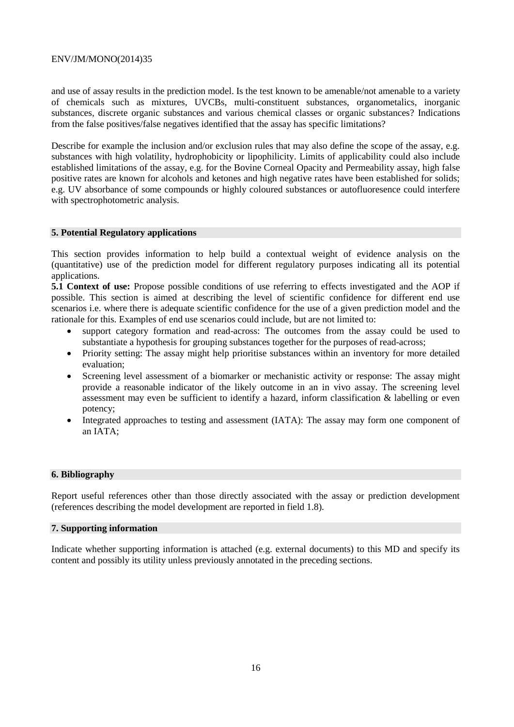and use of assay results in the prediction model. Is the test known to be amenable/not amenable to a variety of chemicals such as mixtures, UVCBs, multi-constituent substances, organometalics, inorganic substances, discrete organic substances and various chemical classes or organic substances? Indications from the false positives/false negatives identified that the assay has specific limitations?

Describe for example the inclusion and/or exclusion rules that may also define the scope of the assay, e.g. substances with high volatility, hydrophobicity or lipophilicity. Limits of applicability could also include established limitations of the assay, e.g. for the Bovine Corneal Opacity and Permeability assay, high false positive rates are known for alcohols and ketones and high negative rates have been established for solids; e.g. UV absorbance of some compounds or highly coloured substances or autofluoresence could interfere with spectrophotometric analysis.

## 5. Potential Regulatory applications

This section provides information to help build a contextual weight of evidence analysis on the (quantitative) use of the prediction model for different regulatory purposes indicating all its potential applications.

**5.1 Context of use:** Propose possible conditions of use referring to effects investigated and the AOP if possible. This section is aimed at describing the level of scientific confidence for different end use scenarios i.e. where there is adequate scientific confidence for the use of a given prediction model and the rationale for this. Examples of end use scenarios could include, but are not limited to:

- support category formation and read-across: The outcomes from the assay could be used to substantiate a hypothesis for grouping substances together for the purposes of read-across;
- Priority setting: The assay might help prioritise substances within an inventory for more detailed evaluation;
- Screening level assessment of a biomarker or mechanistic activity or response: The assay might provide a reasonable indicator of the likely outcome in an in vivo assay. The screening level assessment may even be sufficient to identify a hazard, inform classification & labelling or even potency;
- Integrated approaches to testing and assessment (IATA): The assay may form one component of an IATA;

## 6. Bibliography

Report useful references other than those directly associated with the assay or prediction development (references describing the model development are reported in field 1.8).

## 7. Supporting information

Indicate whether supporting information is attached (e.g. external documents) to this MD and specify its content and possibly its utility unless previously annotated in the preceding sections.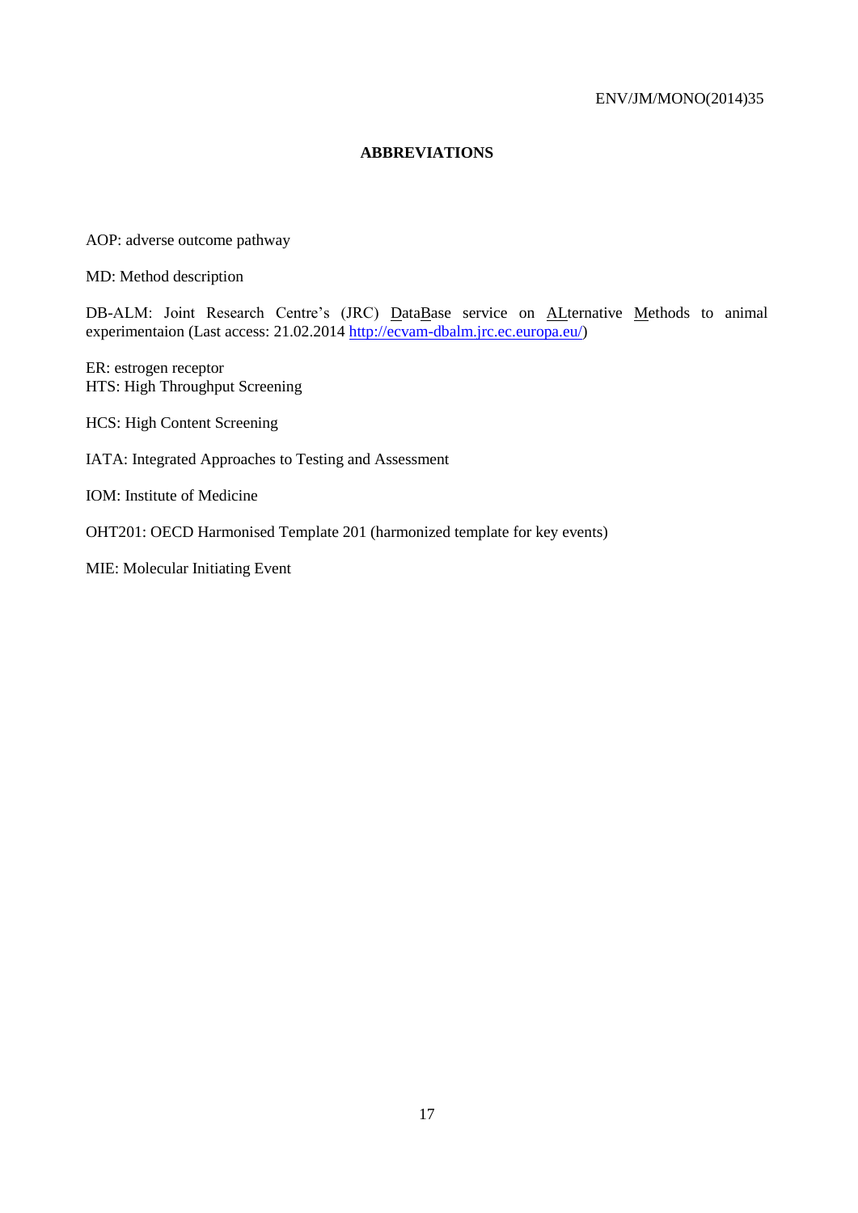## ABBREVIATIONS

AOP: adverse outcome pathway

MD: Method description

DB-ALM: Joint Research Centre's (JRC) DataBase service on ALternative Methods to animal experimentaion (Last access: 21.02.2014 http://ecvam-dbalm.jrc.ec.europa.eu/)

ER: estrogen receptor
HTS: High Throughput Screening

HCS: High Content Screening

IATA: Integrated Approaches to Testing and Assessment

IOM: Institute of Medicine

OHT201: OECD Harmonised Template 201 (harmonized template for key events)

MIE: Molecular Initiating Event